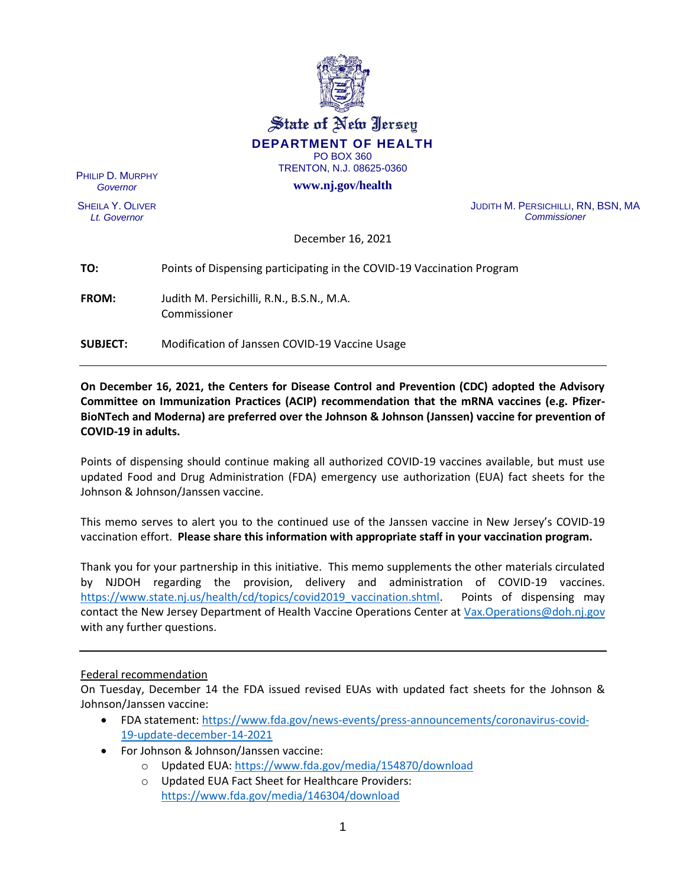State of New Jersey

**DEPARTMENT OF HEALTH**

PO BOX 360
TRENTON, N.J. 08625-0360

**www.nj.gov/health**

PHILIP D. MURPHY
*Governor*

SHEILA Y. OLIVER
*Lt. Governor*

JUDITH M. PERSICHILLI, RN, BSN, MA
*Commissioner*

December 16, 2021

**TO:** Points of Dispensing participating in the COVID-19 Vaccination Program

**FROM:** Judith M. Persichilli, R.N., B.S.N., M.A.
Commissioner

**SUBJECT:** Modification of Janssen COVID-19 Vaccine Usage

---

**On December 16, 2021, the Centers for Disease Control and Prevention (CDC) adopted the Advisory Committee on Immunization Practices (ACIP) recommendation that the mRNA vaccines (e.g. Pfizer-BioNTech and Moderna) are preferred over the Johnson & Johnson (Janssen) vaccine for prevention of COVID-19 in adults.**

Points of dispensing should continue making all authorized COVID-19 vaccines available, but must use updated Food and Drug Administration (FDA) emergency use authorization (EUA) fact sheets for the Johnson & Johnson/Janssen vaccine.

This memo serves to alert you to the continued use of the Janssen vaccine in New Jersey's COVID-19 vaccination effort. **Please share this information with appropriate staff in your vaccination program.**

Thank you for your partnership in this initiative. This memo supplements the other materials circulated by NJDOH regarding the provision, delivery and administration of COVID-19 vaccines. https://www.state.nj.us/health/cd/topics/covid2019_vaccination.shtml. Points of dispensing may contact the New Jersey Department of Health Vaccine Operations Center at Vax.Operations@doh.nj.gov with any further questions.

---

Federal recommendation

On Tuesday, December 14 the FDA issued revised EUAs with updated fact sheets for the Johnson & Johnson/Janssen vaccine:

- FDA statement: https://www.fda.gov/news-events/press-announcements/coronavirus-covid-19-update-december-14-2021
- For Johnson & Johnson/Janssen vaccine:
  - Updated EUA: https://www.fda.gov/media/154870/download
  - Updated EUA Fact Sheet for Healthcare Providers: https://www.fda.gov/media/146304/download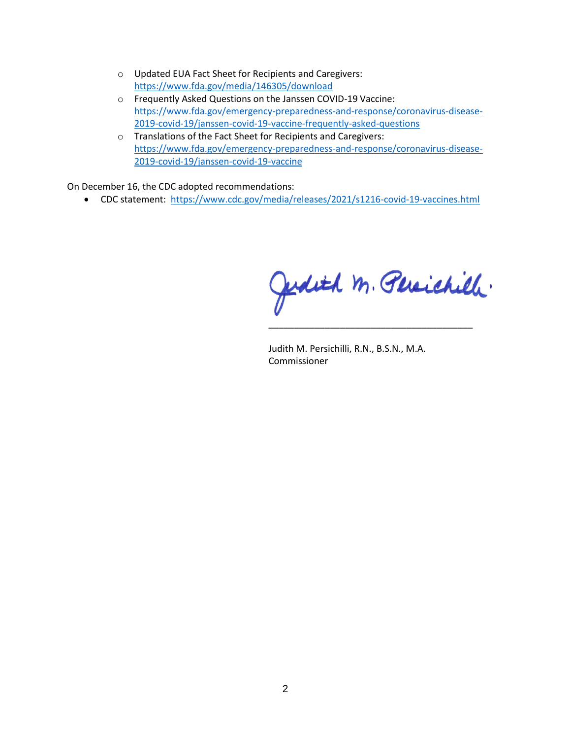- Updated EUA Fact Sheet for Recipients and Caregivers: https://www.fda.gov/media/146305/download
  - Frequently Asked Questions on the Janssen COVID-19 Vaccine: https://www.fda.gov/emergency-preparedness-and-response/coronavirus-disease-2019-covid-19/janssen-covid-19-vaccine-frequently-asked-questions
  - Translations of the Fact Sheet for Recipients and Caregivers: https://www.fda.gov/emergency-preparedness-and-response/coronavirus-disease-2019-covid-19/janssen-covid-19-vaccine

On December 16, the CDC adopted recommendations:

- CDC statement: https://www.cdc.gov/media/releases/2021/s1216-covid-19-vaccines.html

Judith M. Persichilli

\_\_\_\_\_\_\_\_\_\_\_\_\_\_\_\_\_\_\_\_\_\_\_\_\_\_\_\_\_\_\_\_\_\_\_\_\_\_\_\_

Judith M. Persichilli, R.N., B.S.N., M.A.
Commissioner